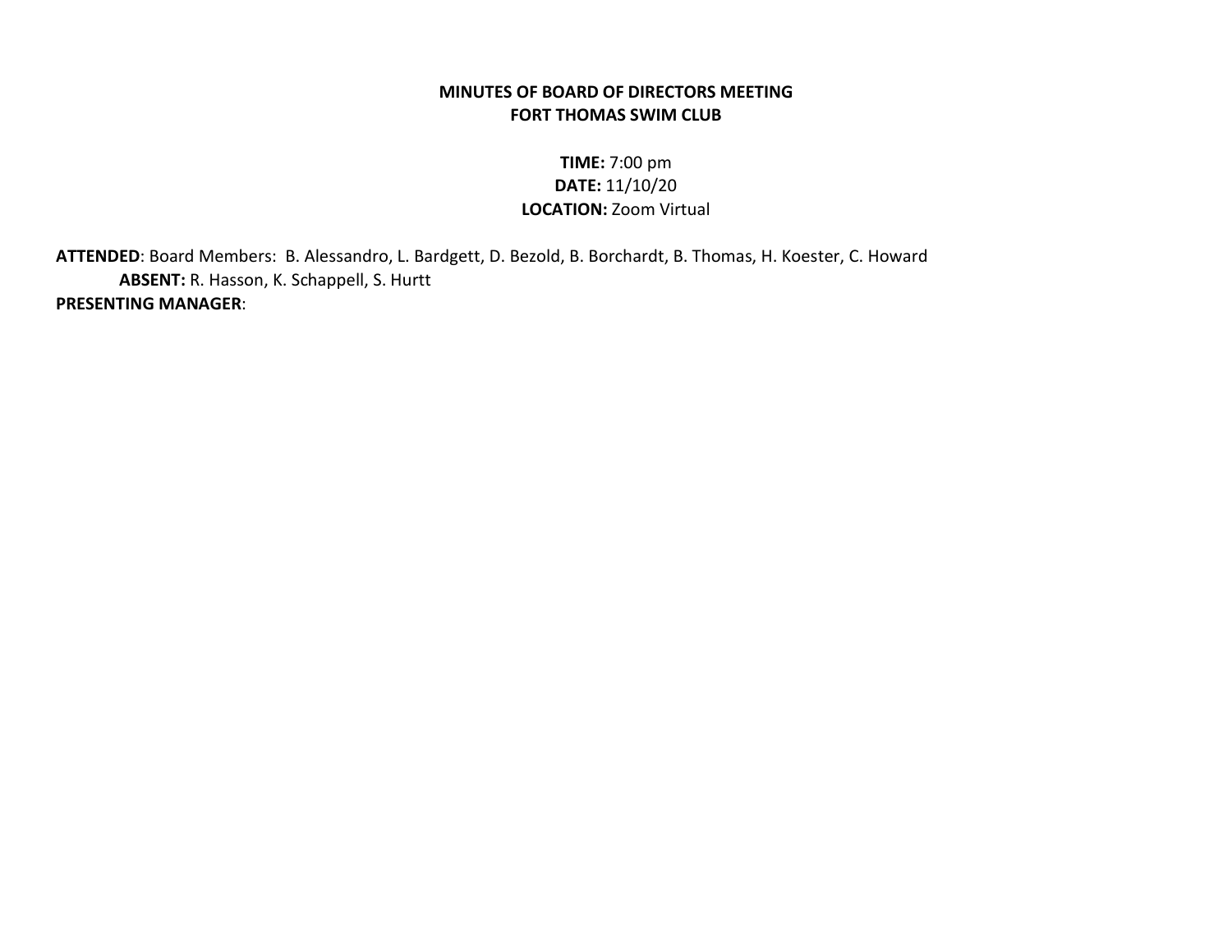**MINUTES OF BOARD OF DIRECTORS MEETING**
**FORT THOMAS SWIM CLUB**

**TIME:** 7:00 pm
**DATE:** 11/10/20
**LOCATION:** Zoom Virtual

**ATTENDED**: Board Members: B. Alessandro, L. Bardgett, D. Bezold, B. Borchardt, B. Thomas, H. Koester, C. Howard
**ABSENT:** R. Hasson, K. Schappell, S. Hurtt
**PRESENTING MANAGER**: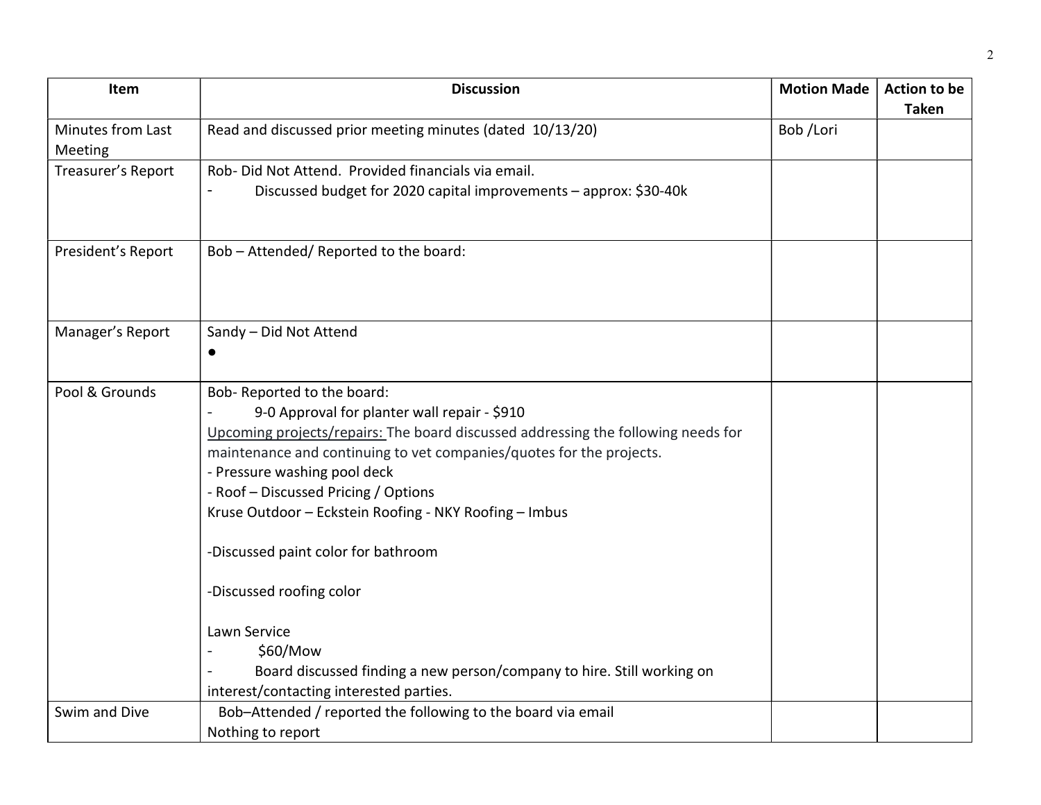| Item | Discussion | Motion Made | Action to be Taken |
|---|---|---|---|
| Minutes from Last Meeting | Read and discussed prior meeting minutes (dated 10/13/20) | Bob /Lori | |
| Treasurer's Report | Rob- Did Not Attend. Provided financials via email.<br>- Discussed budget for 2020 capital improvements – approx: $30-40k | | |
| President's Report | Bob – Attended/ Reported to the board: | | |
| Manager's Report | Sandy – Did Not Attend<br>● | | |
| Pool & Grounds | Bob- Reported to the board:<br>- 9-0 Approval for planter wall repair - $910<br>Upcoming projects/repairs: The board discussed addressing the following needs for maintenance and continuing to vet companies/quotes for the projects.<br>- Pressure washing pool deck<br>- Roof – Discussed Pricing / Options<br>Kruse Outdoor – Eckstein Roofing - NKY Roofing – Imbus<br><br>-Discussed paint color for bathroom<br><br>-Discussed roofing color<br><br>Lawn Service<br>- $60/Mow<br>- Board discussed finding a new person/company to hire. Still working on interest/contacting interested parties. | | |
| Swim and Dive | Bob–Attended / reported the following to the board via email<br>Nothing to report | | |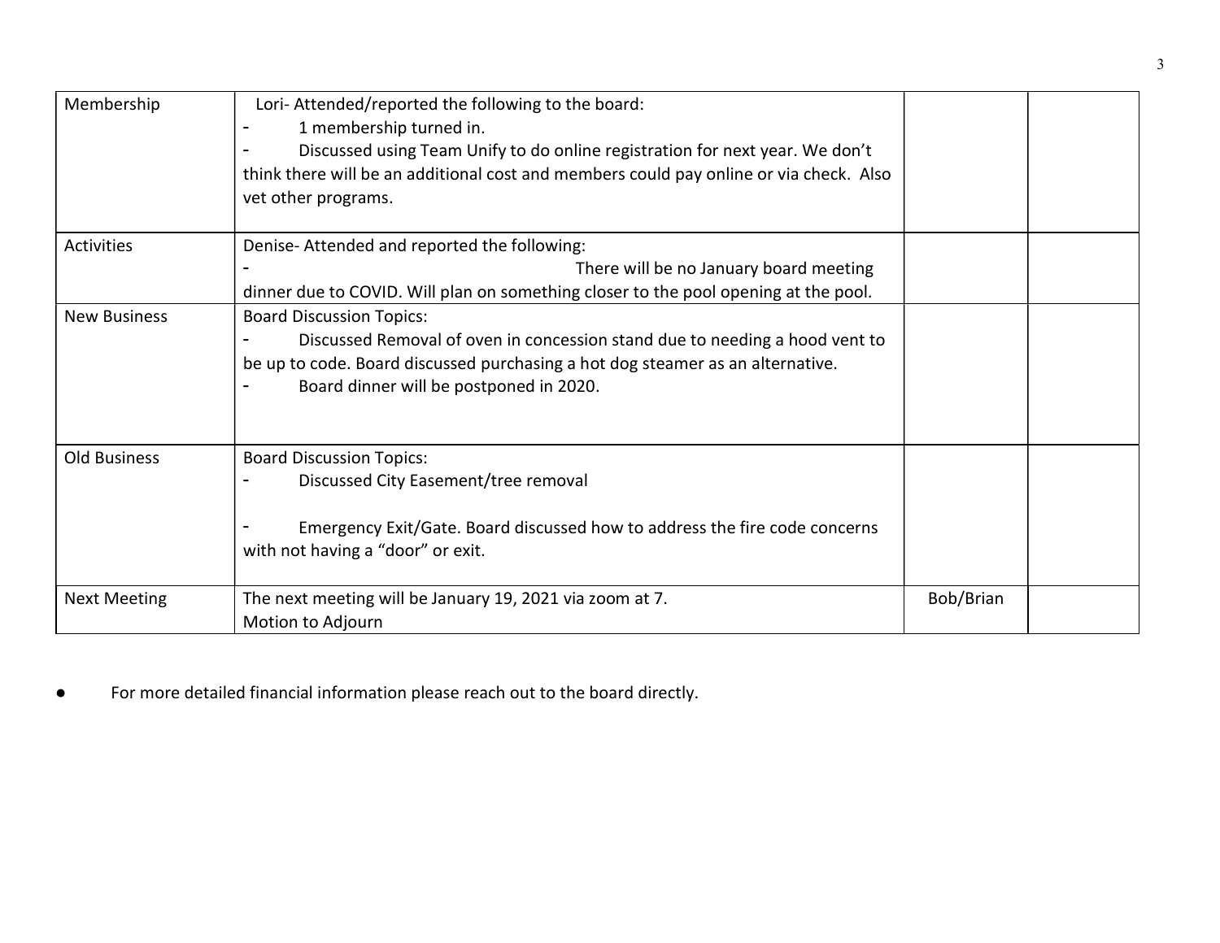| | | | |
|---|---|---|---|
| Membership | Lori- Attended/reported the following to the board:<br>- 1 membership turned in.<br>- Discussed using Team Unify to do online registration for next year. We don't think there will be an additional cost and members could pay online or via check. Also vet other programs. | | |
| Activities | Denise- Attended and reported the following:<br>- There will be no January board meeting dinner due to COVID. Will plan on something closer to the pool opening at the pool. | | |
| New Business | Board Discussion Topics:<br>- Discussed Removal of oven in concession stand due to needing a hood vent to be up to code. Board discussed purchasing a hot dog steamer as an alternative.<br>- Board dinner will be postponed in 2020. | | |
| Old Business | Board Discussion Topics:<br>- Discussed City Easement/tree removal<br>- Emergency Exit/Gate. Board discussed how to address the fire code concerns with not having a "door" or exit. | | |
| Next Meeting | The next meeting will be January 19, 2021 via zoom at 7.<br>Motion to Adjourn | Bob/Brian | |

- For more detailed financial information please reach out to the board directly.